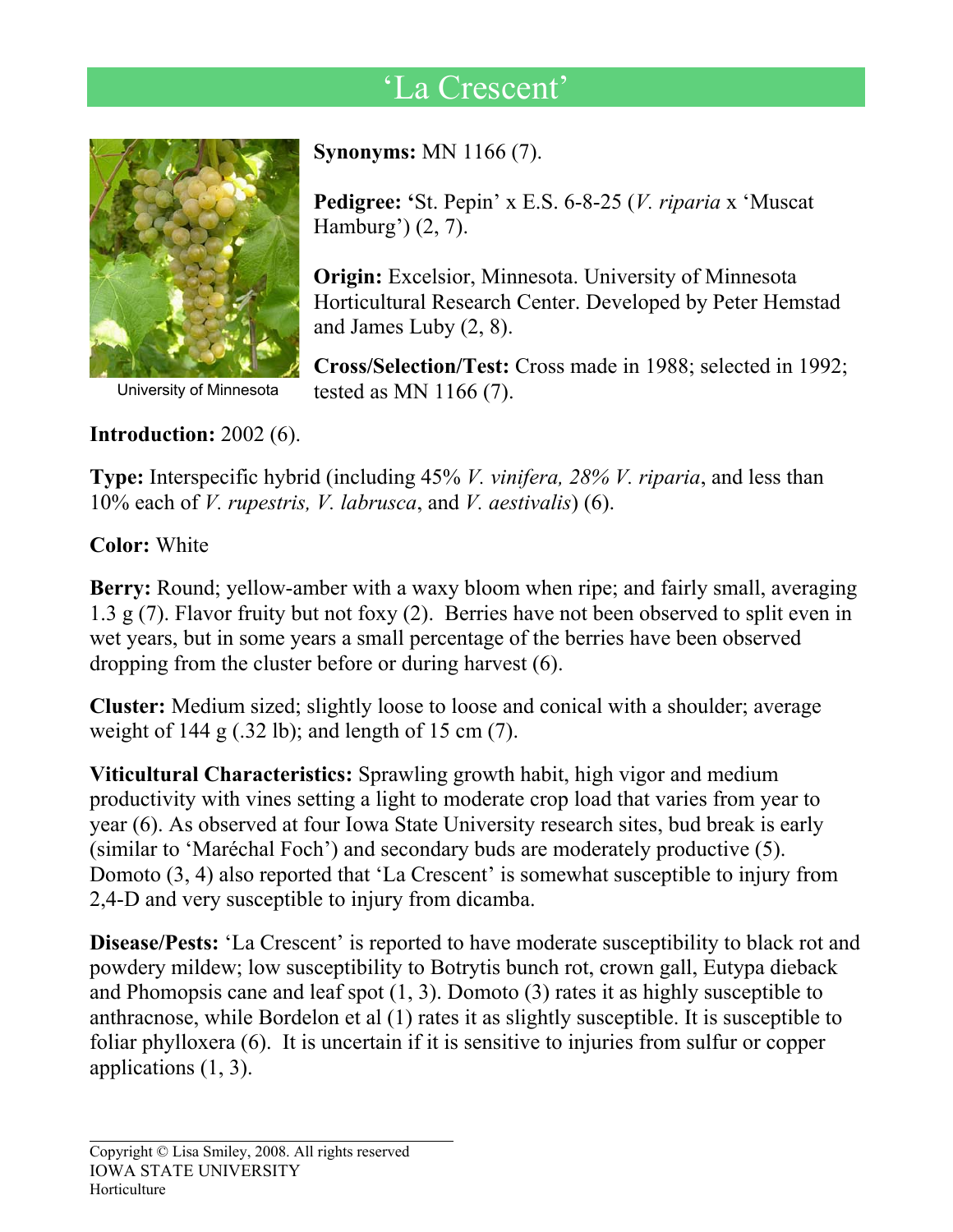# 'La Crescent'

University of Minnesota

**Synonyms:** MN 1166 (7).

**Pedigree:** 'St. Pepin' x E.S. 6-8-25 (*V. riparia* x 'Muscat Hamburg') (2, 7).

**Origin:** Excelsior, Minnesota. University of Minnesota Horticultural Research Center. Developed by Peter Hemstad and James Luby (2, 8).

**Cross/Selection/Test:** Cross made in 1988; selected in 1992; tested as MN 1166 (7).

**Introduction:** 2002 (6).

**Type:** Interspecific hybrid (including 45% *V. vinifera, 28% V. riparia*, and less than 10% each of *V. rupestris, V. labrusca*, and *V. aestivalis*) (6).

**Color:** White

**Berry:** Round; yellow-amber with a waxy bloom when ripe; and fairly small, averaging 1.3 g (7). Flavor fruity but not foxy (2). Berries have not been observed to split even in wet years, but in some years a small percentage of the berries have been observed dropping from the cluster before or during harvest (6).

**Cluster:** Medium sized; slightly loose to loose and conical with a shoulder; average weight of 144 g (.32 lb); and length of 15 cm (7).

**Viticultural Characteristics:** Sprawling growth habit, high vigor and medium productivity with vines setting a light to moderate crop load that varies from year to year (6). As observed at four Iowa State University research sites, bud break is early (similar to 'Maréchal Foch') and secondary buds are moderately productive (5). Domoto (3, 4) also reported that 'La Crescent' is somewhat susceptible to injury from 2,4-D and very susceptible to injury from dicamba.

**Disease/Pests:** 'La Crescent' is reported to have moderate susceptibility to black rot and powdery mildew; low susceptibility to Botrytis bunch rot, crown gall, Eutypa dieback and Phomopsis cane and leaf spot (1, 3). Domoto (3) rates it as highly susceptible to anthracnose, while Bordelon et al (1) rates it as slightly susceptible. It is susceptible to foliar phylloxera (6). It is uncertain if it is sensitive to injuries from sulfur or copper applications (1, 3).

Copyright © Lisa Smiley, 2008. All rights reserved
IOWA STATE UNIVERSITY
Horticulture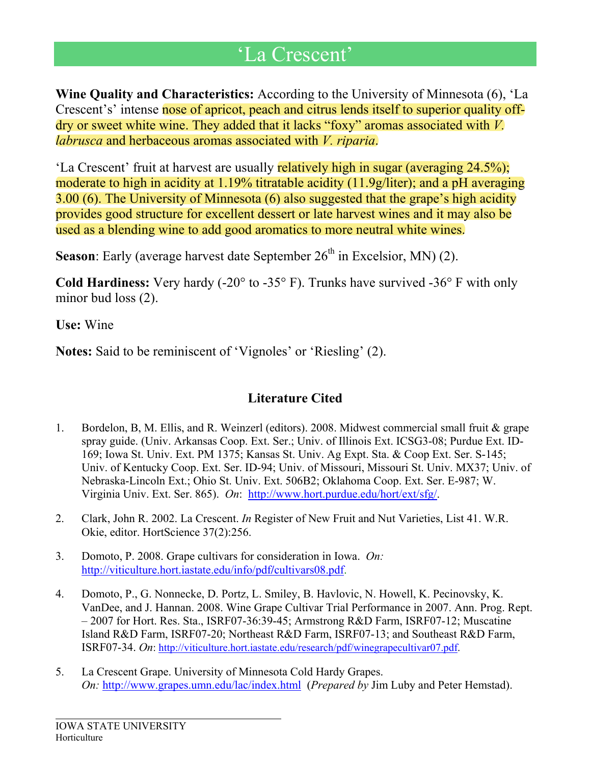# ‘La Crescent’

**Wine Quality and Characteristics:** According to the University of Minnesota (6), ‘La Crescent’s’ intense nose of apricot, peach and citrus lends itself to superior quality off-dry or sweet white wine. They added that it lacks “foxy” aromas associated with *V. labrusca* and herbaceous aromas associated with *V. riparia*.

‘La Crescent’ fruit at harvest are usually relatively high in sugar (averaging 24.5%); moderate to high in acidity at 1.19% titratable acidity (11.9g/liter); and a pH averaging 3.00 (6). The University of Minnesota (6) also suggested that the grape’s high acidity provides good structure for excellent dessert or late harvest wines and it may also be used as a blending wine to add good aromatics to more neutral white wines.

**Season**: Early (average harvest date September 26th in Excelsior, MN) (2).

**Cold Hardiness:** Very hardy (-20° to -35° F). Trunks have survived -36° F with only minor bud loss (2).

**Use:** Wine

**Notes:** Said to be reminiscent of ‘Vignoles’ or ‘Riesling’ (2).

## Literature Cited

1. Bordelon, B, M. Ellis, and R. Weinzerl (editors). 2008. Midwest commercial small fruit & grape spray guide. (Univ. Arkansas Coop. Ext. Ser.; Univ. of Illinois Ext. ICSG3-08; Purdue Ext. ID-169; Iowa St. Univ. Ext. PM 1375; Kansas St. Univ. Ag Expt. Sta. & Coop Ext. Ser. S-145; Univ. of Kentucky Coop. Ext. Ser. ID-94; Univ. of Missouri, Missouri St. Univ. MX37; Univ. of Nebraska-Lincoln Ext.; Ohio St. Univ. Ext. 506B2; Oklahoma Coop. Ext. Ser. E-987; W. Virginia Univ. Ext. Ser. 865). *On*: http://www.hort.purdue.edu/hort/ext/sfg/.

2. Clark, John R. 2002. La Crescent. *In* Register of New Fruit and Nut Varieties, List 41. W.R. Okie, editor. HortScience 37(2):256.

3. Domoto, P. 2008. Grape cultivars for consideration in Iowa. *On:* http://viticulture.hort.iastate.edu/info/pdf/cultivars08.pdf.

4. Domoto, P., G. Nonnecke, D. Portz, L. Smiley, B. Havlovic, N. Howell, K. Pecinovsky, K. VanDee, and J. Hannan. 2008. Wine Grape Cultivar Trial Performance in 2007. Ann. Prog. Rept. – 2007 for Hort. Res. Sta., ISRF07-36:39-45; Armstrong R&D Farm, ISRF07-12; Muscatine Island R&D Farm, ISRF07-20; Northeast R&D Farm, ISRF07-13; and Southeast R&D Farm, ISRF07-34. *On*: http://viticulture.hort.iastate.edu/research/pdf/winegrapecultivar07.pdf.

5. La Crescent Grape. University of Minnesota Cold Hardy Grapes. *On:* http://www.grapes.umn.edu/lac/index.html (*Prepared by* Jim Luby and Peter Hemstad).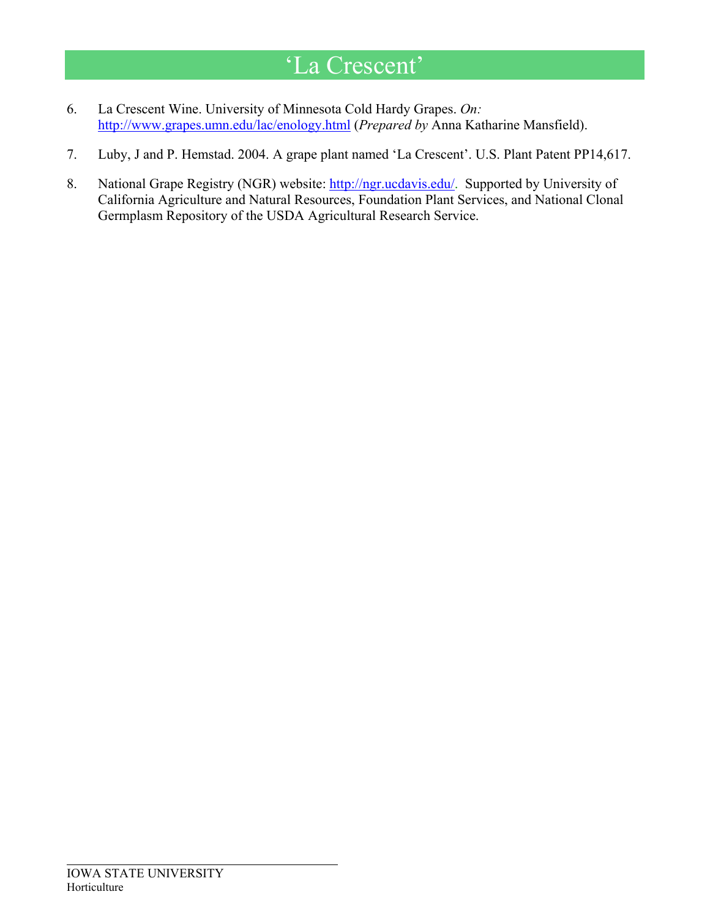6. La Crescent Wine. University of Minnesota Cold Hardy Grapes. *On:* http://www.grapes.umn.edu/lac/enology.html (*Prepared by* Anna Katharine Mansfield).

7. Luby, J and P. Hemstad. 2004. A grape plant named 'La Crescent'. U.S. Plant Patent PP14,617.

8. National Grape Registry (NGR) website: http://ngr.ucdavis.edu/. Supported by University of California Agriculture and Natural Resources, Foundation Plant Services, and National Clonal Germplasm Repository of the USDA Agricultural Research Service.